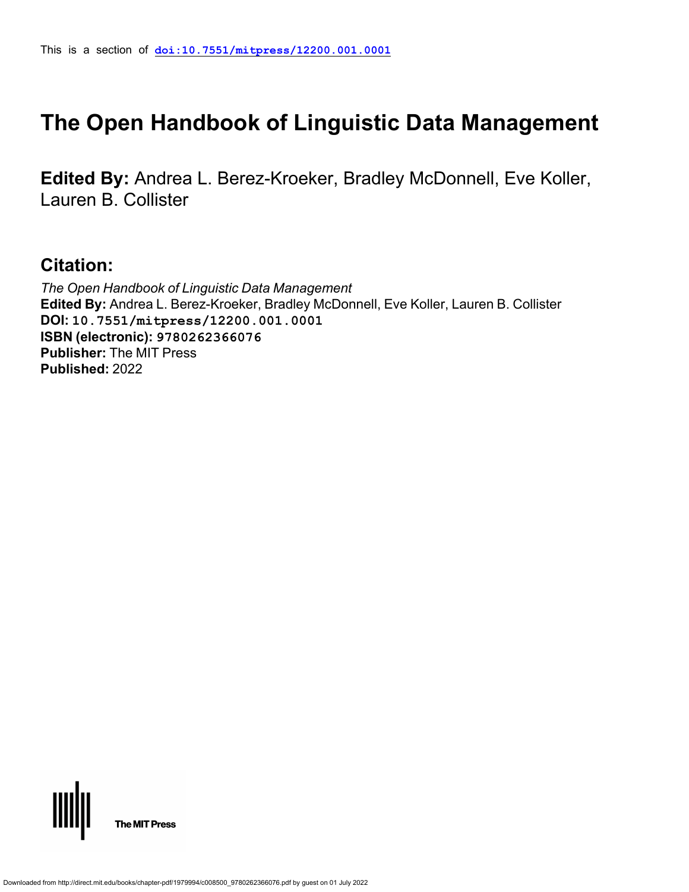This is a section of doi:10.7551/mitpress/12200.001.0001

# The Open Handbook of Linguistic Data Management

**Edited By:** Andrea L. Berez-Kroeker, Bradley McDonnell, Eve Koller, Lauren B. Collister

## Citation:

*The Open Handbook of Linguistic Data Management*
**Edited By:** Andrea L. Berez-Kroeker, Bradley McDonnell, Eve Koller, Lauren B. Collister
**DOI:** 10.7551/mitpress/12200.001.0001
**ISBN (electronic):** 9780262366076
**Publisher:** The MIT Press
**Published:** 2022

The MIT Press

Downloaded from http://direct.mit.edu/books/chapter-pdf/1979994/c008500_9780262366076.pdf by guest on 01 July 2022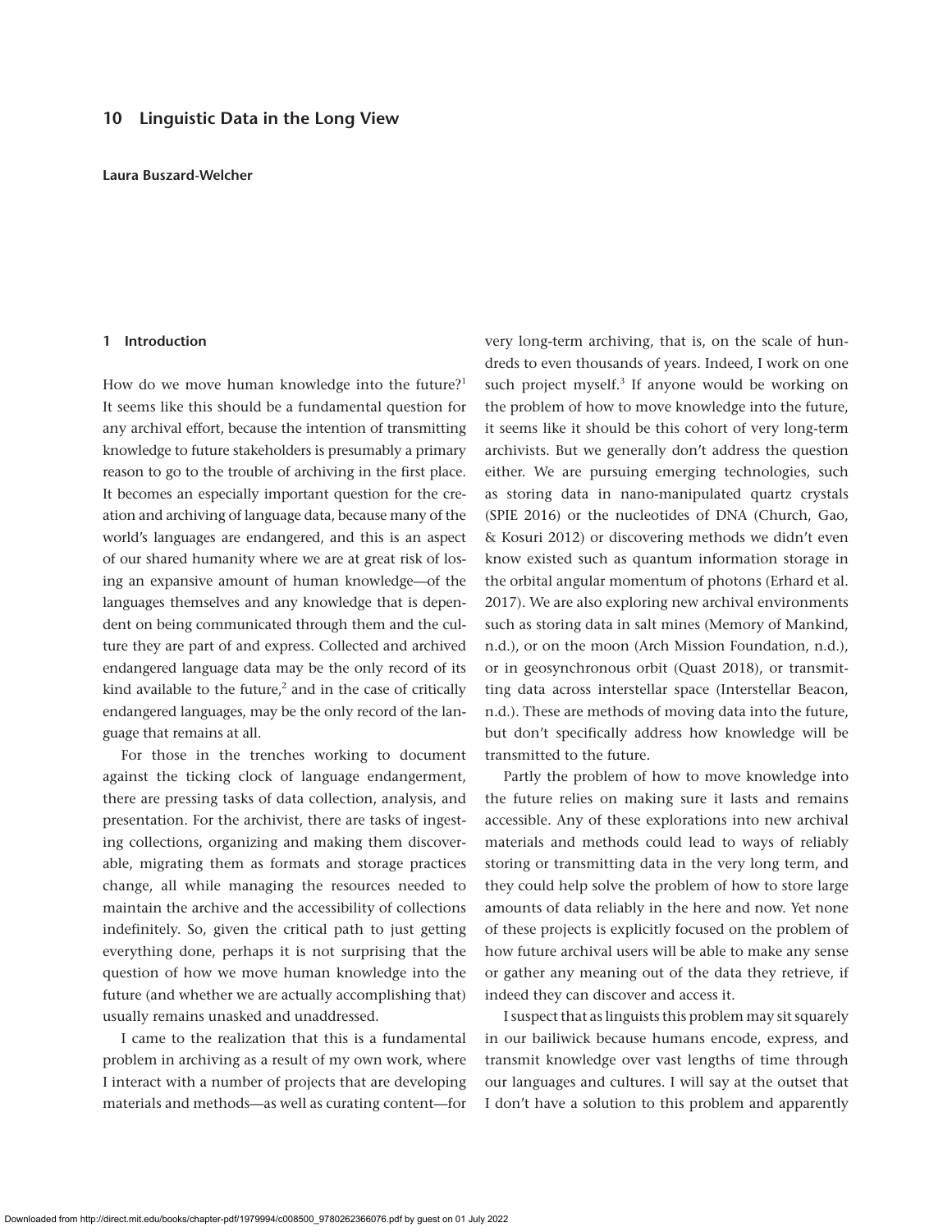# 10 Linguistic Data in the Long View

**Laura Buszard-Welcher**

## 1 Introduction

How do we move human knowledge into the future?[1] It seems like this should be a fundamental question for any archival effort, because the intention of transmitting knowledge to future stakeholders is presumably a primary reason to go to the trouble of archiving in the first place. It becomes an especially important question for the creation and archiving of language data, because many of the world's languages are endangered, and this is an aspect of our shared humanity where we are at great risk of losing an expansive amount of human knowledge—of the languages themselves and any knowledge that is dependent on being communicated through them and the culture they are part of and express. Collected and archived endangered language data may be the only record of its kind available to the future,[2] and in the case of critically endangered languages, may be the only record of the language that remains at all.

For those in the trenches working to document against the ticking clock of language endangerment, there are pressing tasks of data collection, analysis, and presentation. For the archivist, there are tasks of ingesting collections, organizing and making them discoverable, migrating them as formats and storage practices change, all while managing the resources needed to maintain the archive and the accessibility of collections indefinitely. So, given the critical path to just getting everything done, perhaps it is not surprising that the question of how we move human knowledge into the future (and whether we are actually accomplishing that) usually remains unasked and unaddressed.

I came to the realization that this is a fundamental problem in archiving as a result of my own work, where I interact with a number of projects that are developing materials and methods—as well as curating content—for very long-term archiving, that is, on the scale of hundreds to even thousands of years. Indeed, I work on one such project myself.[3] If anyone would be working on the problem of how to move knowledge into the future, it seems like it should be this cohort of very long-term archivists. But we generally don't address the question either. We are pursuing emerging technologies, such as storing data in nano-manipulated quartz crystals (SPIE 2016) or the nucleotides of DNA (Church, Gao, & Kosuri 2012) or discovering methods we didn't even know existed such as quantum information storage in the orbital angular momentum of photons (Erhard et al. 2017). We are also exploring new archival environments such as storing data in salt mines (Memory of Mankind, n.d.), or on the moon (Arch Mission Foundation, n.d.), or in geosynchronous orbit (Quast 2018), or transmitting data across interstellar space (Interstellar Beacon, n.d.). These are methods of moving data into the future, but don't specifically address how knowledge will be transmitted to the future.

Partly the problem of how to move knowledge into the future relies on making sure it lasts and remains accessible. Any of these explorations into new archival materials and methods could lead to ways of reliably storing or transmitting data in the very long term, and they could help solve the problem of how to store large amounts of data reliably in the here and now. Yet none of these projects is explicitly focused on the problem of how future archival users will be able to make any sense or gather any meaning out of the data they retrieve, if indeed they can discover and access it.

I suspect that as linguists this problem may sit squarely in our bailiwick because humans encode, express, and transmit knowledge over vast lengths of time through our languages and cultures. I will say at the outset that I don't have a solution to this problem and apparently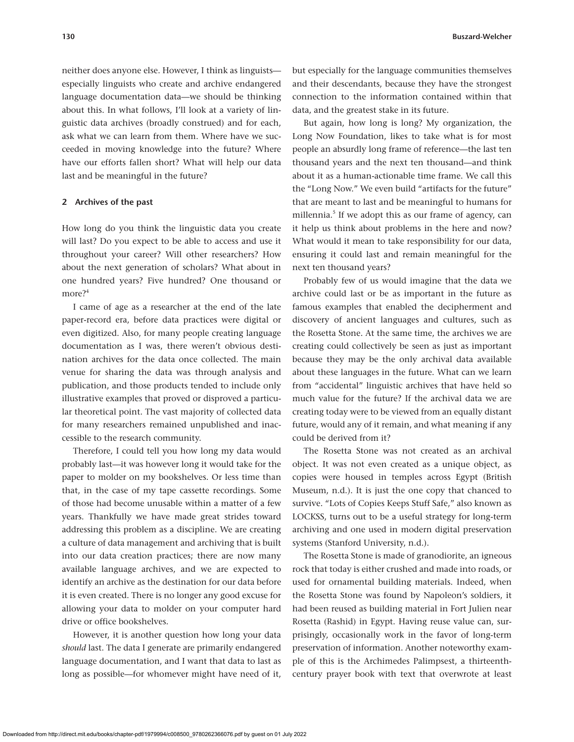neither does anyone else. However, I think as linguists—especially linguists who create and archive endangered language documentation data—we should be thinking about this. In what follows, I'll look at a variety of linguistic data archives (broadly construed) and for each, ask what we can learn from them. Where have we succeeded in moving knowledge into the future? Where have our efforts fallen short? What will help our data last and be meaningful in the future?

## 2 Archives of the past

How long do you think the linguistic data you create will last? Do you expect to be able to access and use it throughout your career? Will other researchers? How about the next generation of scholars? What about in one hundred years? Five hundred? One thousand or more?[4]

I came of age as a researcher at the end of the late paper-record era, before data practices were digital or even digitized. Also, for many people creating language documentation as I was, there weren't obvious destination archives for the data once collected. The main venue for sharing the data was through analysis and publication, and those products tended to include only illustrative examples that proved or disproved a particular theoretical point. The vast majority of collected data for many researchers remained unpublished and inaccessible to the research community.

Therefore, I could tell you how long my data would probably last—it was however long it would take for the paper to molder on my bookshelves. Or less time than that, in the case of my tape cassette recordings. Some of those had become unusable within a matter of a few years. Thankfully we have made great strides toward addressing this problem as a discipline. We are creating a culture of data management and archiving that is built into our data creation practices; there are now many available language archives, and we are expected to identify an archive as the destination for our data before it is even created. There is no longer any good excuse for allowing your data to molder on your computer hard drive or office bookshelves.

However, it is another question how long your data *should* last. The data I generate are primarily endangered language documentation, and I want that data to last as long as possible—for whomever might have need of it, but especially for the language communities themselves and their descendants, because they have the strongest connection to the information contained within that data, and the greatest stake in its future.

But again, how long is long? My organization, the Long Now Foundation, likes to take what is for most people an absurdly long frame of reference—the last ten thousand years and the next ten thousand—and think about it as a human-actionable time frame. We call this the "Long Now." We even build "artifacts for the future" that are meant to last and be meaningful to humans for millennia.[5] If we adopt this as our frame of agency, can it help us think about problems in the here and now? What would it mean to take responsibility for our data, ensuring it could last and remain meaningful for the next ten thousand years?

Probably few of us would imagine that the data we archive could last or be as important in the future as famous examples that enabled the decipherment and discovery of ancient languages and cultures, such as the Rosetta Stone. At the same time, the archives we are creating could collectively be seen as just as important because they may be the only archival data available about these languages in the future. What can we learn from "accidental" linguistic archives that have held so much value for the future? If the archival data we are creating today were to be viewed from an equally distant future, would any of it remain, and what meaning if any could be derived from it?

The Rosetta Stone was not created as an archival object. It was not even created as a unique object, as copies were housed in temples across Egypt (British Museum, n.d.). It is just the one copy that chanced to survive. "Lots of Copies Keeps Stuff Safe," also known as LOCKSS, turns out to be a useful strategy for long-term archiving and one used in modern digital preservation systems (Stanford University, n.d.).

The Rosetta Stone is made of granodiorite, an igneous rock that today is either crushed and made into roads, or used for ornamental building materials. Indeed, when the Rosetta Stone was found by Napoleon's soldiers, it had been reused as building material in Fort Julien near Rosetta (Rashid) in Egypt. Having reuse value can, surprisingly, occasionally work in the favor of long-term preservation of information. Another noteworthy example of this is the Archimedes Palimpsest, a thirteenth-century prayer book with text that overwrote at least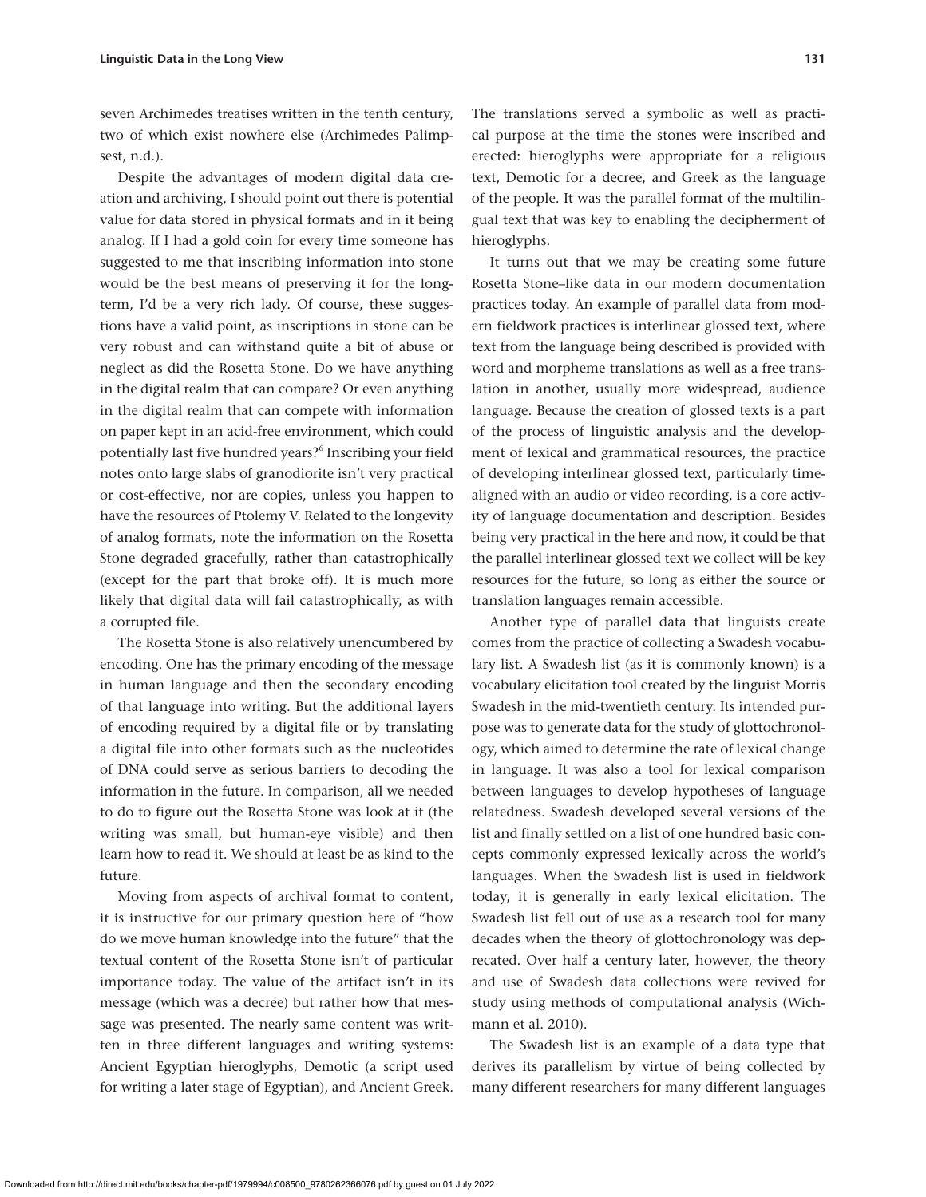seven Archimedes treatises written in the tenth century, two of which exist nowhere else (Archimedes Palimpsest, n.d.).

Despite the advantages of modern digital data creation and archiving, I should point out there is potential value for data stored in physical formats and in it being analog. If I had a gold coin for every time someone has suggested to me that inscribing information into stone would be the best means of preserving it for the long-term, I'd be a very rich lady. Of course, these suggestions have a valid point, as inscriptions in stone can be very robust and can withstand quite a bit of abuse or neglect as did the Rosetta Stone. Do we have anything in the digital realm that can compare? Or even anything in the digital realm that can compete with information on paper kept in an acid-free environment, which could potentially last five hundred years?[6] Inscribing your field notes onto large slabs of granodiorite isn't very practical or cost-effective, nor are copies, unless you happen to have the resources of Ptolemy V. Related to the longevity of analog formats, note the information on the Rosetta Stone degraded gracefully, rather than catastrophically (except for the part that broke off). It is much more likely that digital data will fail catastrophically, as with a corrupted file.

The Rosetta Stone is also relatively unencumbered by encoding. One has the primary encoding of the message in human language and then the secondary encoding of that language into writing. But the additional layers of encoding required by a digital file or by translating a digital file into other formats such as the nucleotides of DNA could serve as serious barriers to decoding the information in the future. In comparison, all we needed to do to figure out the Rosetta Stone was look at it (the writing was small, but human-eye visible) and then learn how to read it. We should at least be as kind to the future.

Moving from aspects of archival format to content, it is instructive for our primary question here of "how do we move human knowledge into the future" that the textual content of the Rosetta Stone isn't of particular importance today. The value of the artifact isn't in its message (which was a decree) but rather how that message was presented. The nearly same content was written in three different languages and writing systems: Ancient Egyptian hieroglyphs, Demotic (a script used for writing a later stage of Egyptian), and Ancient Greek. The translations served a symbolic as well as practical purpose at the time the stones were inscribed and erected: hieroglyphs were appropriate for a religious text, Demotic for a decree, and Greek as the language of the people. It was the parallel format of the multilingual text that was key to enabling the decipherment of hieroglyphs.

It turns out that we may be creating some future Rosetta Stone–like data in our modern documentation practices today. An example of parallel data from modern fieldwork practices is interlinear glossed text, where text from the language being described is provided with word and morpheme translations as well as a free translation in another, usually more widespread, audience language. Because the creation of glossed texts is a part of the process of linguistic analysis and the development of lexical and grammatical resources, the practice of developing interlinear glossed text, particularly time-aligned with an audio or video recording, is a core activity of language documentation and description. Besides being very practical in the here and now, it could be that the parallel interlinear glossed text we collect will be key resources for the future, so long as either the source or translation languages remain accessible.

Another type of parallel data that linguists create comes from the practice of collecting a Swadesh vocabulary list. A Swadesh list (as it is commonly known) is a vocabulary elicitation tool created by the linguist Morris Swadesh in the mid-twentieth century. Its intended purpose was to generate data for the study of glottochronology, which aimed to determine the rate of lexical change in language. It was also a tool for lexical comparison between languages to develop hypotheses of language relatedness. Swadesh developed several versions of the list and finally settled on a list of one hundred basic concepts commonly expressed lexically across the world's languages. When the Swadesh list is used in fieldwork today, it is generally in early lexical elicitation. The Swadesh list fell out of use as a research tool for many decades when the theory of glottochronology was deprecated. Over half a century later, however, the theory and use of Swadesh data collections were revived for study using methods of computational analysis (Wichmann et al. 2010).

The Swadesh list is an example of a data type that derives its parallelism by virtue of being collected by many different researchers for many different languages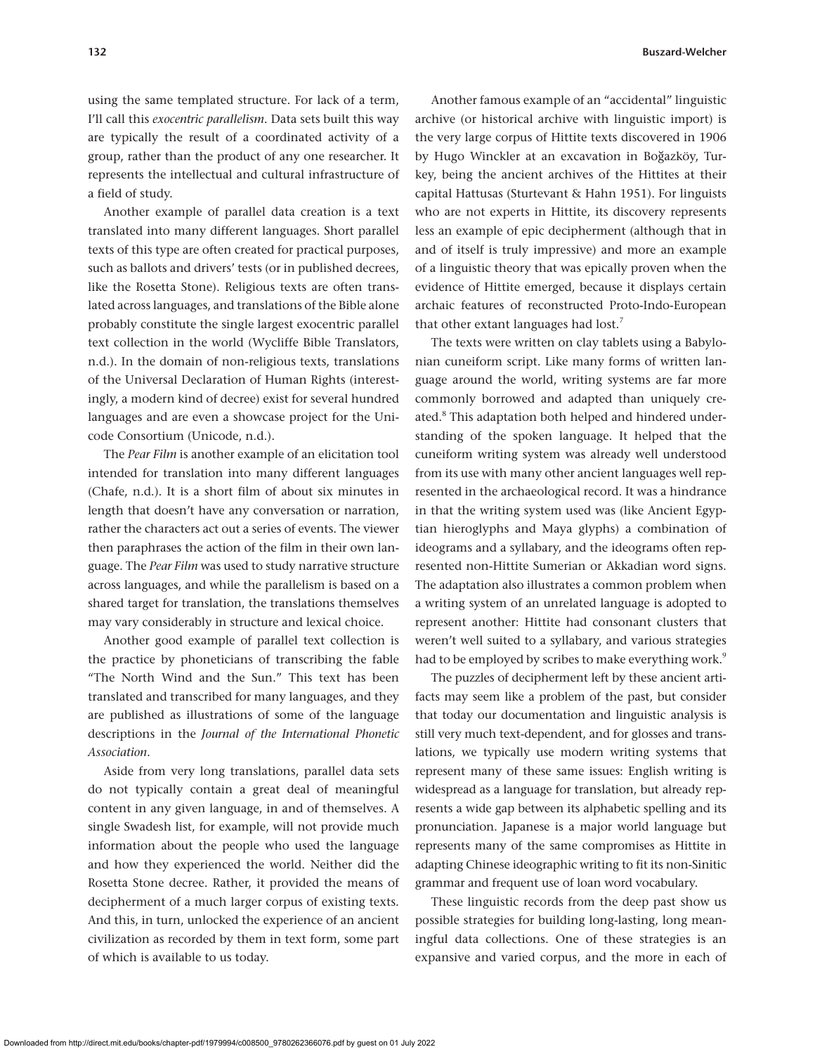using the same templated structure. For lack of a term, I'll call this *exocentric parallelism*. Data sets built this way are typically the result of a coordinated activity of a group, rather than the product of any one researcher. It represents the intellectual and cultural infrastructure of a field of study.

Another example of parallel data creation is a text translated into many different languages. Short parallel texts of this type are often created for practical purposes, such as ballots and drivers' tests (or in published decrees, like the Rosetta Stone). Religious texts are often translated across languages, and translations of the Bible alone probably constitute the single largest exocentric parallel text collection in the world (Wycliffe Bible Translators, n.d.). In the domain of non-religious texts, translations of the Universal Declaration of Human Rights (interestingly, a modern kind of decree) exist for several hundred languages and are even a showcase project for the Unicode Consortium (Unicode, n.d.).

The *Pear Film* is another example of an elicitation tool intended for translation into many different languages (Chafe, n.d.). It is a short film of about six minutes in length that doesn't have any conversation or narration, rather the characters act out a series of events. The viewer then paraphrases the action of the film in their own language. The *Pear Film* was used to study narrative structure across languages, and while the parallelism is based on a shared target for translation, the translations themselves may vary considerably in structure and lexical choice.

Another good example of parallel text collection is the practice by phoneticians of transcribing the fable "The North Wind and the Sun." This text has been translated and transcribed for many languages, and they are published as illustrations of some of the language descriptions in the *Journal of the International Phonetic Association*.

Aside from very long translations, parallel data sets do not typically contain a great deal of meaningful content in any given language, in and of themselves. A single Swadesh list, for example, will not provide much information about the people who used the language and how they experienced the world. Neither did the Rosetta Stone decree. Rather, it provided the means of decipherment of a much larger corpus of existing texts. And this, in turn, unlocked the experience of an ancient civilization as recorded by them in text form, some part of which is available to us today.

Another famous example of an "accidental" linguistic archive (or historical archive with linguistic import) is the very large corpus of Hittite texts discovered in 1906 by Hugo Winckler at an excavation in Boğazköy, Turkey, being the ancient archives of the Hittites at their capital Hattusas (Sturtevant & Hahn 1951). For linguists who are not experts in Hittite, its discovery represents less an example of epic decipherment (although that in and of itself is truly impressive) and more an example of a linguistic theory that was epically proven when the evidence of Hittite emerged, because it displays certain archaic features of reconstructed Proto-Indo-European that other extant languages had lost.[7]

The texts were written on clay tablets using a Babylonian cuneiform script. Like many forms of written language around the world, writing systems are far more commonly borrowed and adapted than uniquely created.[8] This adaptation both helped and hindered understanding of the spoken language. It helped that the cuneiform writing system was already well understood from its use with many other ancient languages well represented in the archaeological record. It was a hindrance in that the writing system used was (like Ancient Egyptian hieroglyphs and Maya glyphs) a combination of ideograms and a syllabary, and the ideograms often represented non-Hittite Sumerian or Akkadian word signs. The adaptation also illustrates a common problem when a writing system of an unrelated language is adopted to represent another: Hittite had consonant clusters that weren't well suited to a syllabary, and various strategies had to be employed by scribes to make everything work.[9]

The puzzles of decipherment left by these ancient artifacts may seem like a problem of the past, but consider that today our documentation and linguistic analysis is still very much text-dependent, and for glosses and translations, we typically use modern writing systems that represent many of these same issues: English writing is widespread as a language for translation, but already represents a wide gap between its alphabetic spelling and its pronunciation. Japanese is a major world language but represents many of the same compromises as Hittite in adapting Chinese ideographic writing to fit its non-Sinitic grammar and frequent use of loan word vocabulary.

These linguistic records from the deep past show us possible strategies for building long-lasting, long meaningful data collections. One of these strategies is an expansive and varied corpus, and the more in each of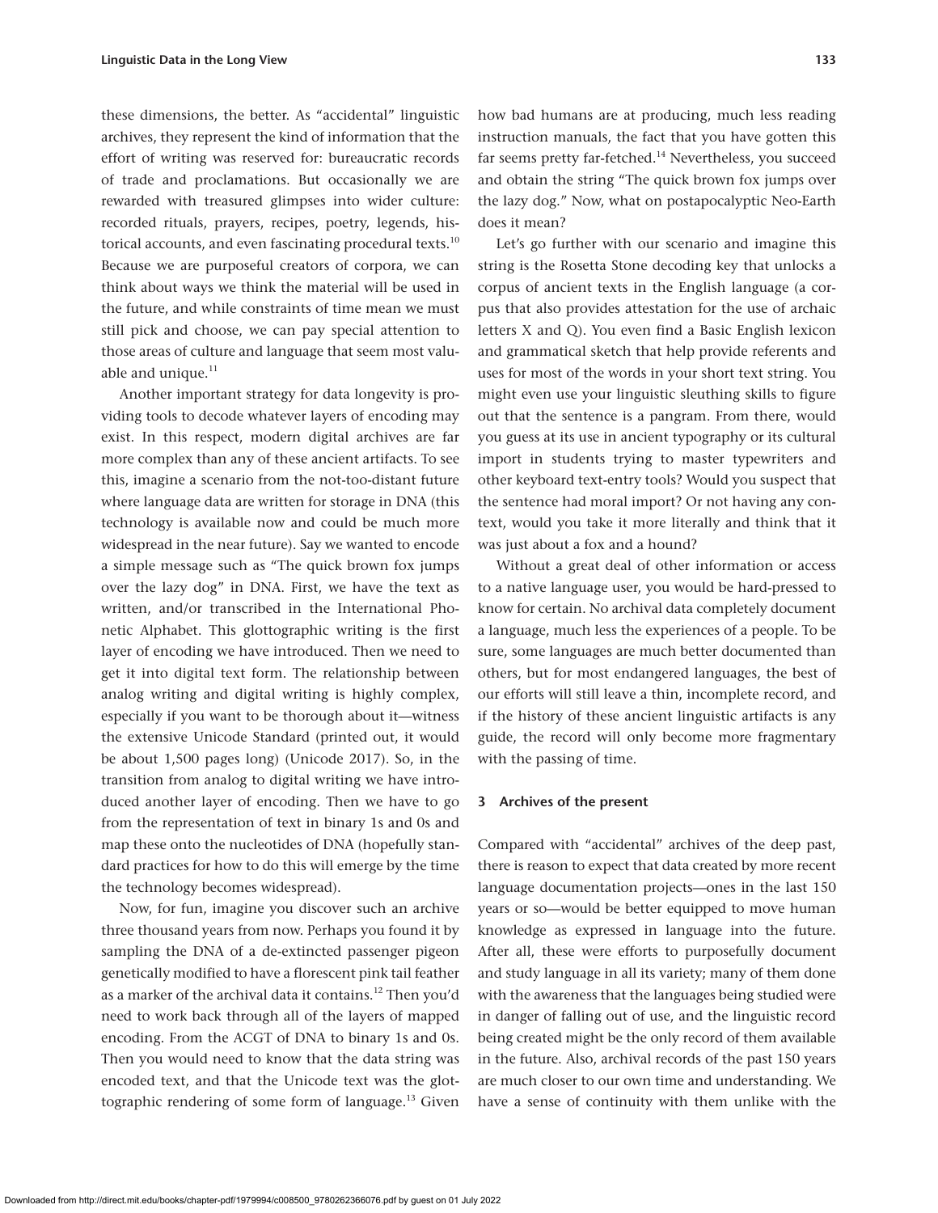these dimensions, the better. As "accidental" linguistic archives, they represent the kind of information that the effort of writing was reserved for: bureaucratic records of trade and proclamations. But occasionally we are rewarded with treasured glimpses into wider culture: recorded rituals, prayers, recipes, poetry, legends, historical accounts, and even fascinating procedural texts.[10] Because we are purposeful creators of corpora, we can think about ways we think the material will be used in the future, and while constraints of time mean we must still pick and choose, we can pay special attention to those areas of culture and language that seem most valuable and unique.[11]

Another important strategy for data longevity is providing tools to decode whatever layers of encoding may exist. In this respect, modern digital archives are far more complex than any of these ancient artifacts. To see this, imagine a scenario from the not-too-distant future where language data are written for storage in DNA (this technology is available now and could be much more widespread in the near future). Say we wanted to encode a simple message such as "The quick brown fox jumps over the lazy dog" in DNA. First, we have the text as written, and/or transcribed in the International Phonetic Alphabet. This glottographic writing is the first layer of encoding we have introduced. Then we need to get it into digital text form. The relationship between analog writing and digital writing is highly complex, especially if you want to be thorough about it—witness the extensive Unicode Standard (printed out, it would be about 1,500 pages long) (Unicode 2017). So, in the transition from analog to digital writing we have introduced another layer of encoding. Then we have to go from the representation of text in binary 1s and 0s and map these onto the nucleotides of DNA (hopefully standard practices for how to do this will emerge by the time the technology becomes widespread).

Now, for fun, imagine you discover such an archive three thousand years from now. Perhaps you found it by sampling the DNA of a de-extincted passenger pigeon genetically modified to have a florescent pink tail feather as a marker of the archival data it contains.[12] Then you'd need to work back through all of the layers of mapped encoding. From the ACGT of DNA to binary 1s and 0s. Then you would need to know that the data string was encoded text, and that the Unicode text was the glottographic rendering of some form of language.[13] Given how bad humans are at producing, much less reading instruction manuals, the fact that you have gotten this far seems pretty far-fetched.[14] Nevertheless, you succeed and obtain the string "The quick brown fox jumps over the lazy dog." Now, what on postapocalyptic Neo-Earth does it mean?

Let's go further with our scenario and imagine this string is the Rosetta Stone decoding key that unlocks a corpus of ancient texts in the English language (a corpus that also provides attestation for the use of archaic letters X and Q). You even find a Basic English lexicon and grammatical sketch that help provide referents and uses for most of the words in your short text string. You might even use your linguistic sleuthing skills to figure out that the sentence is a pangram. From there, would you guess at its use in ancient typography or its cultural import in students trying to master typewriters and other keyboard text-entry tools? Would you suspect that the sentence had moral import? Or not having any context, would you take it more literally and think that it was just about a fox and a hound?

Without a great deal of other information or access to a native language user, you would be hard-pressed to know for certain. No archival data completely document a language, much less the experiences of a people. To be sure, some languages are much better documented than others, but for most endangered languages, the best of our efforts will still leave a thin, incomplete record, and if the history of these ancient linguistic artifacts is any guide, the record will only become more fragmentary with the passing of time.

## 3 Archives of the present

Compared with "accidental" archives of the deep past, there is reason to expect that data created by more recent language documentation projects—ones in the last 150 years or so—would be better equipped to move human knowledge as expressed in language into the future. After all, these were efforts to purposefully document and study language in all its variety; many of them done with the awareness that the languages being studied were in danger of falling out of use, and the linguistic record being created might be the only record of them available in the future. Also, archival records of the past 150 years are much closer to our own time and understanding. We have a sense of continuity with them unlike with the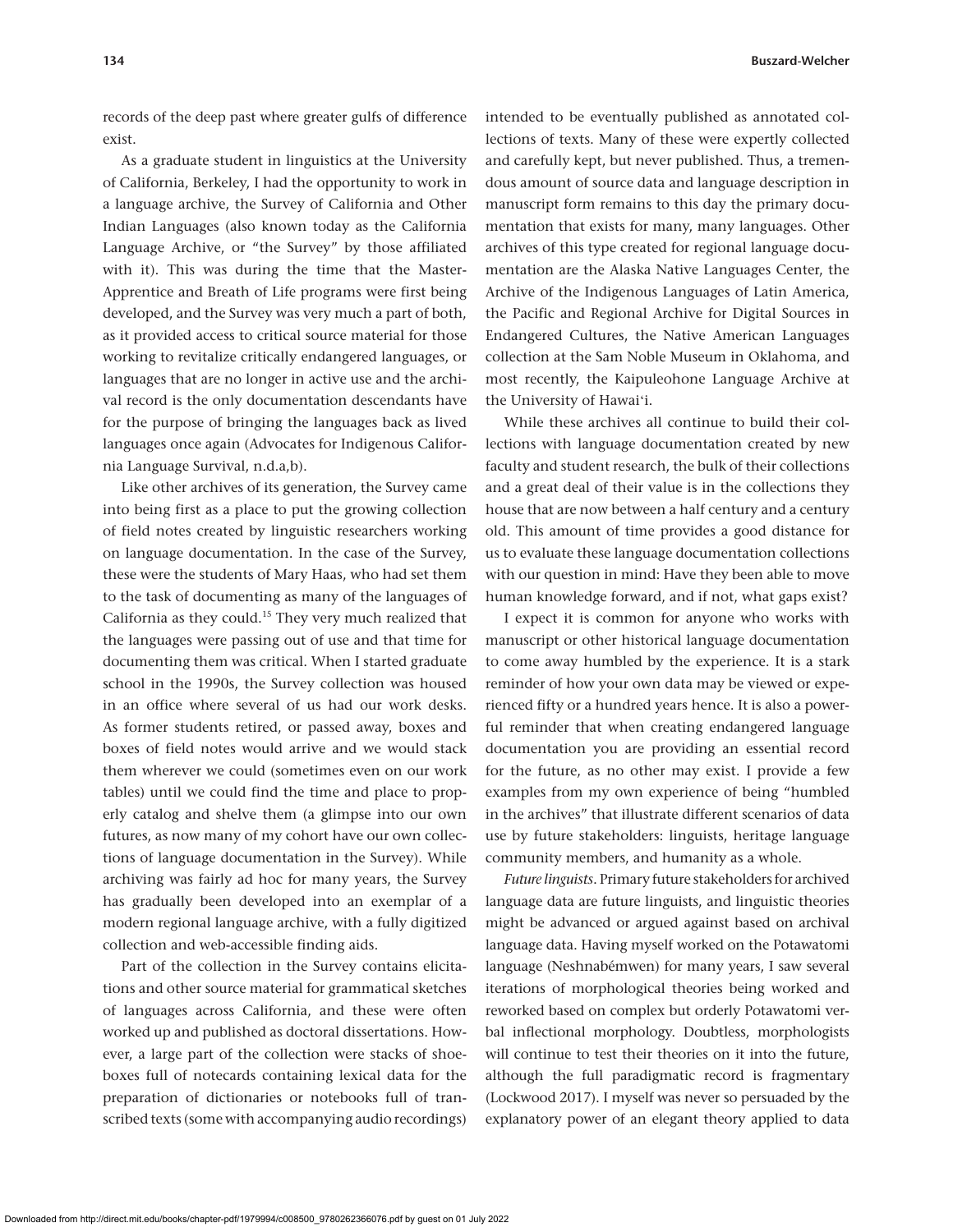records of the deep past where greater gulfs of difference exist.

As a graduate student in linguistics at the University of California, Berkeley, I had the opportunity to work in a language archive, the Survey of California and Other Indian Languages (also known today as the California Language Archive, or "the Survey" by those affiliated with it). This was during the time that the Master-Apprentice and Breath of Life programs were first being developed, and the Survey was very much a part of both, as it provided access to critical source material for those working to revitalize critically endangered languages, or languages that are no longer in active use and the archival record is the only documentation descendants have for the purpose of bringing the languages back as lived languages once again (Advocates for Indigenous California Language Survival, n.d.a,b).

Like other archives of its generation, the Survey came into being first as a place to put the growing collection of field notes created by linguistic researchers working on language documentation. In the case of the Survey, these were the students of Mary Haas, who had set them to the task of documenting as many of the languages of California as they could.[15] They very much realized that the languages were passing out of use and that time for documenting them was critical. When I started graduate school in the 1990s, the Survey collection was housed in an office where several of us had our work desks. As former students retired, or passed away, boxes and boxes of field notes would arrive and we would stack them wherever we could (sometimes even on our work tables) until we could find the time and place to properly catalog and shelve them (a glimpse into our own futures, as now many of my cohort have our own collections of language documentation in the Survey). While archiving was fairly ad hoc for many years, the Survey has gradually been developed into an exemplar of a modern regional language archive, with a fully digitized collection and web-accessible finding aids.

Part of the collection in the Survey contains elicitations and other source material for grammatical sketches of languages across California, and these were often worked up and published as doctoral dissertations. However, a large part of the collection were stacks of shoeboxes full of notecards containing lexical data for the preparation of dictionaries or notebooks full of transcribed texts (some with accompanying audio recordings) intended to be eventually published as annotated collections of texts. Many of these were expertly collected and carefully kept, but never published. Thus, a tremendous amount of source data and language description in manuscript form remains to this day the primary documentation that exists for many, many languages. Other archives of this type created for regional language documentation are the Alaska Native Languages Center, the Archive of the Indigenous Languages of Latin America, the Pacific and Regional Archive for Digital Sources in Endangered Cultures, the Native American Languages collection at the Sam Noble Museum in Oklahoma, and most recently, the Kaipuleohone Language Archive at the University of Hawaiʻi.

While these archives all continue to build their collections with language documentation created by new faculty and student research, the bulk of their collections and a great deal of their value is in the collections they house that are now between a half century and a century old. This amount of time provides a good distance for us to evaluate these language documentation collections with our question in mind: Have they been able to move human knowledge forward, and if not, what gaps exist?

I expect it is common for anyone who works with manuscript or other historical language documentation to come away humbled by the experience. It is a stark reminder of how your own data may be viewed or experienced fifty or a hundred years hence. It is also a powerful reminder that when creating endangered language documentation you are providing an essential record for the future, as no other may exist. I provide a few examples from my own experience of being "humbled in the archives" that illustrate different scenarios of data use by future stakeholders: linguists, heritage language community members, and humanity as a whole.

*Future linguists*. Primary future stakeholders for archived language data are future linguists, and linguistic theories might be advanced or argued against based on archival language data. Having myself worked on the Potawatomi language (Neshnabémwen) for many years, I saw several iterations of morphological theories being worked and reworked based on complex but orderly Potawatomi verbal inflectional morphology. Doubtless, morphologists will continue to test their theories on it into the future, although the full paradigmatic record is fragmentary (Lockwood 2017). I myself was never so persuaded by the explanatory power of an elegant theory applied to data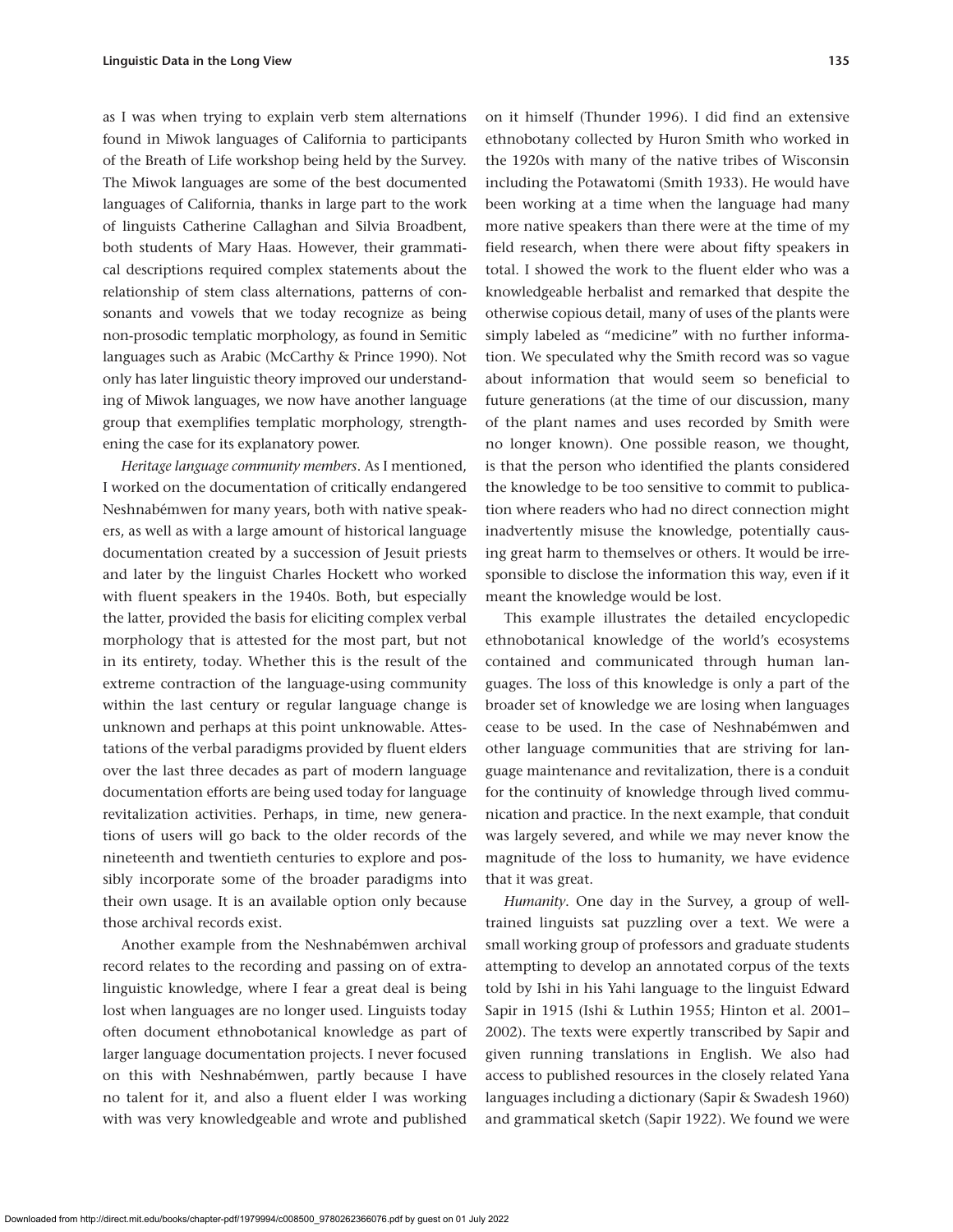as I was when trying to explain verb stem alternations found in Miwok languages of California to participants of the Breath of Life workshop being held by the Survey. The Miwok languages are some of the best documented languages of California, thanks in large part to the work of linguists Catherine Callaghan and Silvia Broadbent, both students of Mary Haas. However, their grammatical descriptions required complex statements about the relationship of stem class alternations, patterns of consonants and vowels that we today recognize as being non-prosodic templatic morphology, as found in Semitic languages such as Arabic (McCarthy & Prince 1990). Not only has later linguistic theory improved our understanding of Miwok languages, we now have another language group that exemplifies templatic morphology, strengthening the case for its explanatory power.

*Heritage language community members*. As I mentioned, I worked on the documentation of critically endangered Neshnabémwen for many years, both with native speakers, as well as with a large amount of historical language documentation created by a succession of Jesuit priests and later by the linguist Charles Hockett who worked with fluent speakers in the 1940s. Both, but especially the latter, provided the basis for eliciting complex verbal morphology that is attested for the most part, but not in its entirety, today. Whether this is the result of the extreme contraction of the language-using community within the last century or regular language change is unknown and perhaps at this point unknowable. Attestations of the verbal paradigms provided by fluent elders over the last three decades as part of modern language documentation efforts are being used today for language revitalization activities. Perhaps, in time, new generations of users will go back to the older records of the nineteenth and twentieth centuries to explore and possibly incorporate some of the broader paradigms into their own usage. It is an available option only because those archival records exist.

Another example from the Neshnabémwen archival record relates to the recording and passing on of extra-linguistic knowledge, where I fear a great deal is being lost when languages are no longer used. Linguists today often document ethnobotanical knowledge as part of larger language documentation projects. I never focused on this with Neshnabémwen, partly because I have no talent for it, and also a fluent elder I was working with was very knowledgeable and wrote and published on it himself (Thunder 1996). I did find an extensive ethnobotany collected by Huron Smith who worked in the 1920s with many of the native tribes of Wisconsin including the Potawatomi (Smith 1933). He would have been working at a time when the language had many more native speakers than there were at the time of my field research, when there were about fifty speakers in total. I showed the work to the fluent elder who was a knowledgeable herbalist and remarked that despite the otherwise copious detail, many of uses of the plants were simply labeled as "medicine" with no further information. We speculated why the Smith record was so vague about information that would seem so beneficial to future generations (at the time of our discussion, many of the plant names and uses recorded by Smith were no longer known). One possible reason, we thought, is that the person who identified the plants considered the knowledge to be too sensitive to commit to publication where readers who had no direct connection might inadvertently misuse the knowledge, potentially causing great harm to themselves or others. It would be irresponsible to disclose the information this way, even if it meant the knowledge would be lost.

This example illustrates the detailed encyclopedic ethnobotanical knowledge of the world's ecosystems contained and communicated through human languages. The loss of this knowledge is only a part of the broader set of knowledge we are losing when languages cease to be used. In the case of Neshnabémwen and other language communities that are striving for language maintenance and revitalization, there is a conduit for the continuity of knowledge through lived communication and practice. In the next example, that conduit was largely severed, and while we may never know the magnitude of the loss to humanity, we have evidence that it was great.

*Humanity*. One day in the Survey, a group of well-trained linguists sat puzzling over a text. We were a small working group of professors and graduate students attempting to develop an annotated corpus of the texts told by Ishi in his Yahi language to the linguist Edward Sapir in 1915 (Ishi & Luthin 1955; Hinton et al. 2001–2002). The texts were expertly transcribed by Sapir and given running translations in English. We also had access to published resources in the closely related Yana languages including a dictionary (Sapir & Swadesh 1960) and grammatical sketch (Sapir 1922). We found we were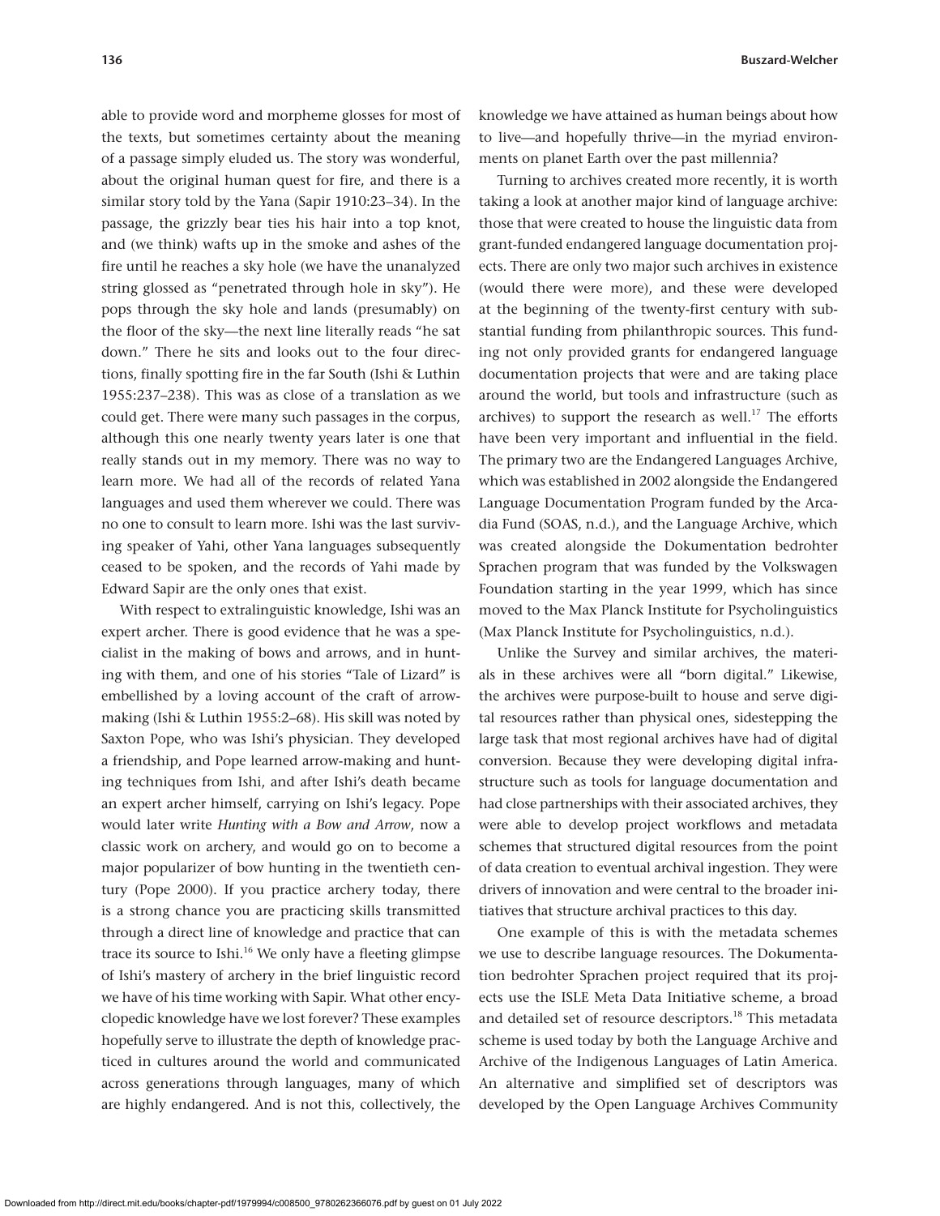able to provide word and morpheme glosses for most of the texts, but sometimes certainty about the meaning of a passage simply eluded us. The story was wonderful, about the original human quest for fire, and there is a similar story told by the Yana (Sapir 1910:23–34). In the passage, the grizzly bear ties his hair into a top knot, and (we think) wafts up in the smoke and ashes of the fire until he reaches a sky hole (we have the unanalyzed string glossed as "penetrated through hole in sky"). He pops through the sky hole and lands (presumably) on the floor of the sky—the next line literally reads "he sat down." There he sits and looks out to the four directions, finally spotting fire in the far South (Ishi & Luthin 1955:237–238). This was as close of a translation as we could get. There were many such passages in the corpus, although this one nearly twenty years later is one that really stands out in my memory. There was no way to learn more. We had all of the records of related Yana languages and used them wherever we could. There was no one to consult to learn more. Ishi was the last surviving speaker of Yahi, other Yana languages subsequently ceased to be spoken, and the records of Yahi made by Edward Sapir are the only ones that exist.

With respect to extralinguistic knowledge, Ishi was an expert archer. There is good evidence that he was a specialist in the making of bows and arrows, and in hunting with them, and one of his stories "Tale of Lizard" is embellished by a loving account of the craft of arrowmaking (Ishi & Luthin 1955:2–68). His skill was noted by Saxton Pope, who was Ishi's physician. They developed a friendship, and Pope learned arrow-making and hunting techniques from Ishi, and after Ishi's death became an expert archer himself, carrying on Ishi's legacy. Pope would later write *Hunting with a Bow and Arrow*, now a classic work on archery, and would go on to become a major popularizer of bow hunting in the twentieth century (Pope 2000). If you practice archery today, there is a strong chance you are practicing skills transmitted through a direct line of knowledge and practice that can trace its source to Ishi.[16] We only have a fleeting glimpse of Ishi's mastery of archery in the brief linguistic record we have of his time working with Sapir. What other encyclopedic knowledge have we lost forever? These examples hopefully serve to illustrate the depth of knowledge practiced in cultures around the world and communicated across generations through languages, many of which are highly endangered. And is not this, collectively, the knowledge we have attained as human beings about how to live—and hopefully thrive—in the myriad environments on planet Earth over the past millennia?

Turning to archives created more recently, it is worth taking a look at another major kind of language archive: those that were created to house the linguistic data from grant-funded endangered language documentation projects. There are only two major such archives in existence (would there were more), and these were developed at the beginning of the twenty-first century with substantial funding from philanthropic sources. This funding not only provided grants for endangered language documentation projects that were and are taking place around the world, but tools and infrastructure (such as archives) to support the research as well.[17] The efforts have been very important and influential in the field. The primary two are the Endangered Languages Archive, which was established in 2002 alongside the Endangered Language Documentation Program funded by the Arcadia Fund (SOAS, n.d.), and the Language Archive, which was created alongside the Dokumentation bedrohter Sprachen program that was funded by the Volkswagen Foundation starting in the year 1999, which has since moved to the Max Planck Institute for Psycholinguistics (Max Planck Institute for Psycholinguistics, n.d.).

Unlike the Survey and similar archives, the materials in these archives were all "born digital." Likewise, the archives were purpose-built to house and serve digital resources rather than physical ones, sidestepping the large task that most regional archives have had of digital conversion. Because they were developing digital infrastructure such as tools for language documentation and had close partnerships with their associated archives, they were able to develop project workflows and metadata schemes that structured digital resources from the point of data creation to eventual archival ingestion. They were drivers of innovation and were central to the broader initiatives that structure archival practices to this day.

One example of this is with the metadata schemes we use to describe language resources. The Dokumentation bedrohter Sprachen project required that its projects use the ISLE Meta Data Initiative scheme, a broad and detailed set of resource descriptors.[18] This metadata scheme is used today by both the Language Archive and Archive of the Indigenous Languages of Latin America. An alternative and simplified set of descriptors was developed by the Open Language Archives Community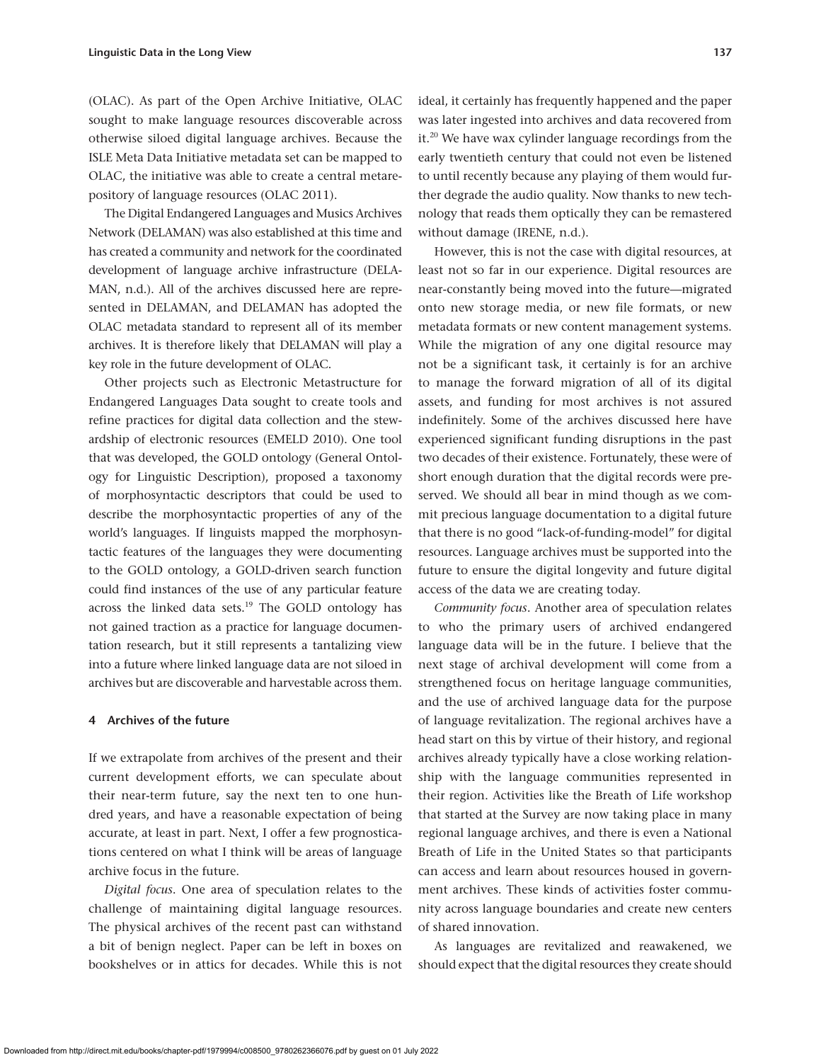(OLAC). As part of the Open Archive Initiative, OLAC sought to make language resources discoverable across otherwise siloed digital language archives. Because the ISLE Meta Data Initiative metadata set can be mapped to OLAC, the initiative was able to create a central metarepository of language resources (OLAC 2011).

The Digital Endangered Languages and Musics Archives Network (DELAMAN) was also established at this time and has created a community and network for the coordinated development of language archive infrastructure (DELAMAN, n.d.). All of the archives discussed here are represented in DELAMAN, and DELAMAN has adopted the OLAC metadata standard to represent all of its member archives. It is therefore likely that DELAMAN will play a key role in the future development of OLAC.

Other projects such as Electronic Metastructure for Endangered Languages Data sought to create tools and refine practices for digital data collection and the stewardship of electronic resources (EMELD 2010). One tool that was developed, the GOLD ontology (General Ontology for Linguistic Description), proposed a taxonomy of morphosyntactic descriptors that could be used to describe the morphosyntactic properties of any of the world's languages. If linguists mapped the morphosyntactic features of the languages they were documenting to the GOLD ontology, a GOLD-driven search function could find instances of the use of any particular feature across the linked data sets.[19] The GOLD ontology has not gained traction as a practice for language documentation research, but it still represents a tantalizing view into a future where linked language data are not siloed in archives but are discoverable and harvestable across them.

## 4 Archives of the future

If we extrapolate from archives of the present and their current development efforts, we can speculate about their near-term future, say the next ten to one hundred years, and have a reasonable expectation of being accurate, at least in part. Next, I offer a few prognostications centered on what I think will be areas of language archive focus in the future.

*Digital focus*. One area of speculation relates to the challenge of maintaining digital language resources. The physical archives of the recent past can withstand a bit of benign neglect. Paper can be left in boxes on bookshelves or in attics for decades. While this is not ideal, it certainly has frequently happened and the paper was later ingested into archives and data recovered from it.[20] We have wax cylinder language recordings from the early twentieth century that could not even be listened to until recently because any playing of them would further degrade the audio quality. Now thanks to new technology that reads them optically they can be remastered without damage (IRENE, n.d.).

However, this is not the case with digital resources, at least not so far in our experience. Digital resources are near-constantly being moved into the future—migrated onto new storage media, or new file formats, or new metadata formats or new content management systems. While the migration of any one digital resource may not be a significant task, it certainly is for an archive to manage the forward migration of all of its digital assets, and funding for most archives is not assured indefinitely. Some of the archives discussed here have experienced significant funding disruptions in the past two decades of their existence. Fortunately, these were of short enough duration that the digital records were preserved. We should all bear in mind though as we commit precious language documentation to a digital future that there is no good "lack-of-funding-model" for digital resources. Language archives must be supported into the future to ensure the digital longevity and future digital access of the data we are creating today.

*Community focus*. Another area of speculation relates to who the primary users of archived endangered language data will be in the future. I believe that the next stage of archival development will come from a strengthened focus on heritage language communities, and the use of archived language data for the purpose of language revitalization. The regional archives have a head start on this by virtue of their history, and regional archives already typically have a close working relationship with the language communities represented in their region. Activities like the Breath of Life workshop that started at the Survey are now taking place in many regional language archives, and there is even a National Breath of Life in the United States so that participants can access and learn about resources housed in government archives. These kinds of activities foster community across language boundaries and create new centers of shared innovation.

As languages are revitalized and reawakened, we should expect that the digital resources they create should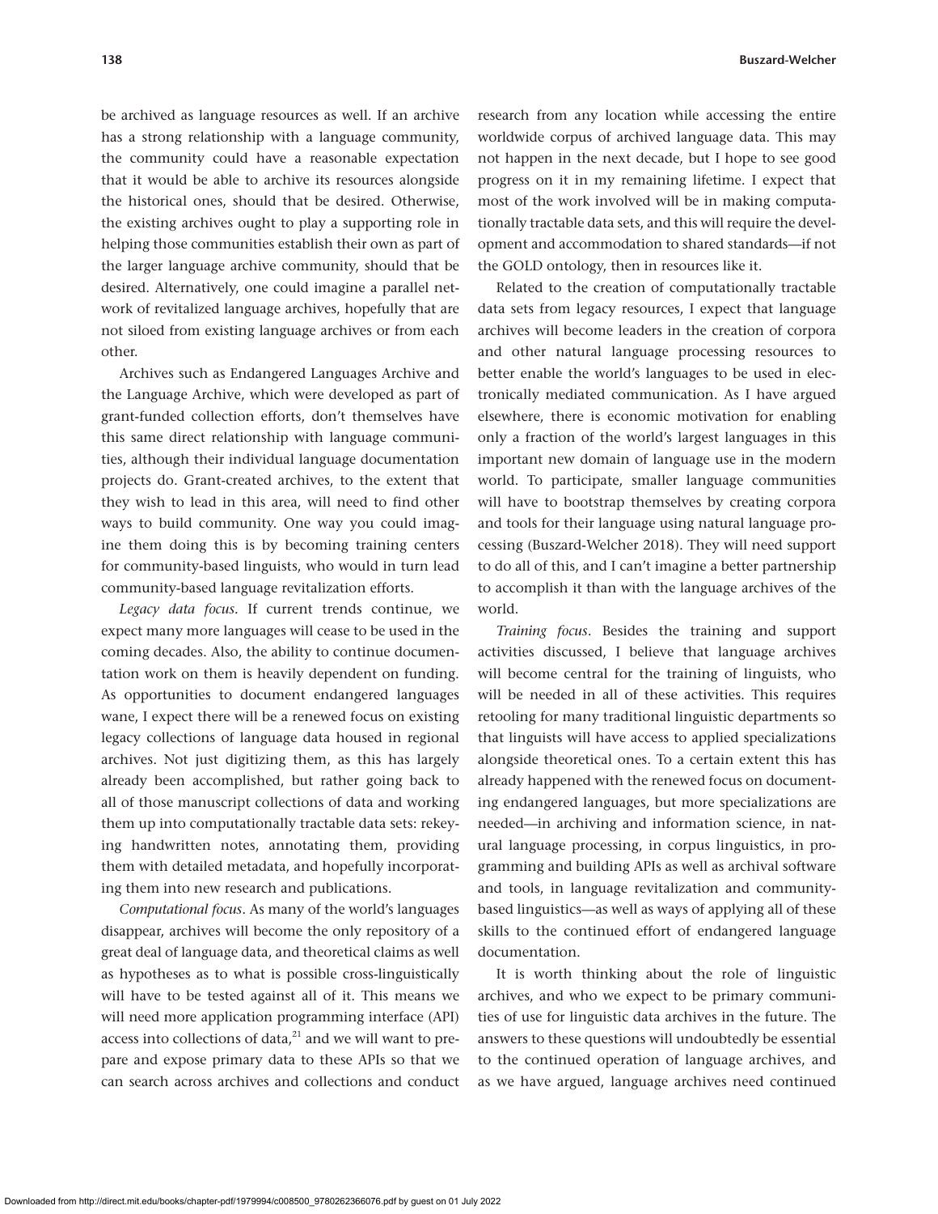be archived as language resources as well. If an archive has a strong relationship with a language community, the community could have a reasonable expectation that it would be able to archive its resources alongside the historical ones, should that be desired. Otherwise, the existing archives ought to play a supporting role in helping those communities establish their own as part of the larger language archive community, should that be desired. Alternatively, one could imagine a parallel network of revitalized language archives, hopefully that are not siloed from existing language archives or from each other.

Archives such as Endangered Languages Archive and the Language Archive, which were developed as part of grant-funded collection efforts, don't themselves have this same direct relationship with language communities, although their individual language documentation projects do. Grant-created archives, to the extent that they wish to lead in this area, will need to find other ways to build community. One way you could imagine them doing this is by becoming training centers for community-based linguists, who would in turn lead community-based language revitalization efforts.

*Legacy data focus*. If current trends continue, we expect many more languages will cease to be used in the coming decades. Also, the ability to continue documentation work on them is heavily dependent on funding. As opportunities to document endangered languages wane, I expect there will be a renewed focus on existing legacy collections of language data housed in regional archives. Not just digitizing them, as this has largely already been accomplished, but rather going back to all of those manuscript collections of data and working them up into computationally tractable data sets: rekeying handwritten notes, annotating them, providing them with detailed metadata, and hopefully incorporating them into new research and publications.

*Computational focus*. As many of the world's languages disappear, archives will become the only repository of a great deal of language data, and theoretical claims as well as hypotheses as to what is possible cross-linguistically will have to be tested against all of it. This means we will need more application programming interface (API) access into collections of data,[21] and we will want to prepare and expose primary data to these APIs so that we can search across archives and collections and conduct research from any location while accessing the entire worldwide corpus of archived language data. This may not happen in the next decade, but I hope to see good progress on it in my remaining lifetime. I expect that most of the work involved will be in making computationally tractable data sets, and this will require the development and accommodation to shared standards—if not the GOLD ontology, then in resources like it.

Related to the creation of computationally tractable data sets from legacy resources, I expect that language archives will become leaders in the creation of corpora and other natural language processing resources to better enable the world's languages to be used in electronically mediated communication. As I have argued elsewhere, there is economic motivation for enabling only a fraction of the world's largest languages in this important new domain of language use in the modern world. To participate, smaller language communities will have to bootstrap themselves by creating corpora and tools for their language using natural language processing (Buszard-Welcher 2018). They will need support to do all of this, and I can't imagine a better partnership to accomplish it than with the language archives of the world.

*Training focus*. Besides the training and support activities discussed, I believe that language archives will become central for the training of linguists, who will be needed in all of these activities. This requires retooling for many traditional linguistic departments so that linguists will have access to applied specializations alongside theoretical ones. To a certain extent this has already happened with the renewed focus on documenting endangered languages, but more specializations are needed—in archiving and information science, in natural language processing, in corpus linguistics, in programming and building APIs as well as archival software and tools, in language revitalization and community-based linguistics—as well as ways of applying all of these skills to the continued effort of endangered language documentation.

It is worth thinking about the role of linguistic archives, and who we expect to be primary communities of use for linguistic data archives in the future. The answers to these questions will undoubtedly be essential to the continued operation of language archives, and as we have argued, language archives need continued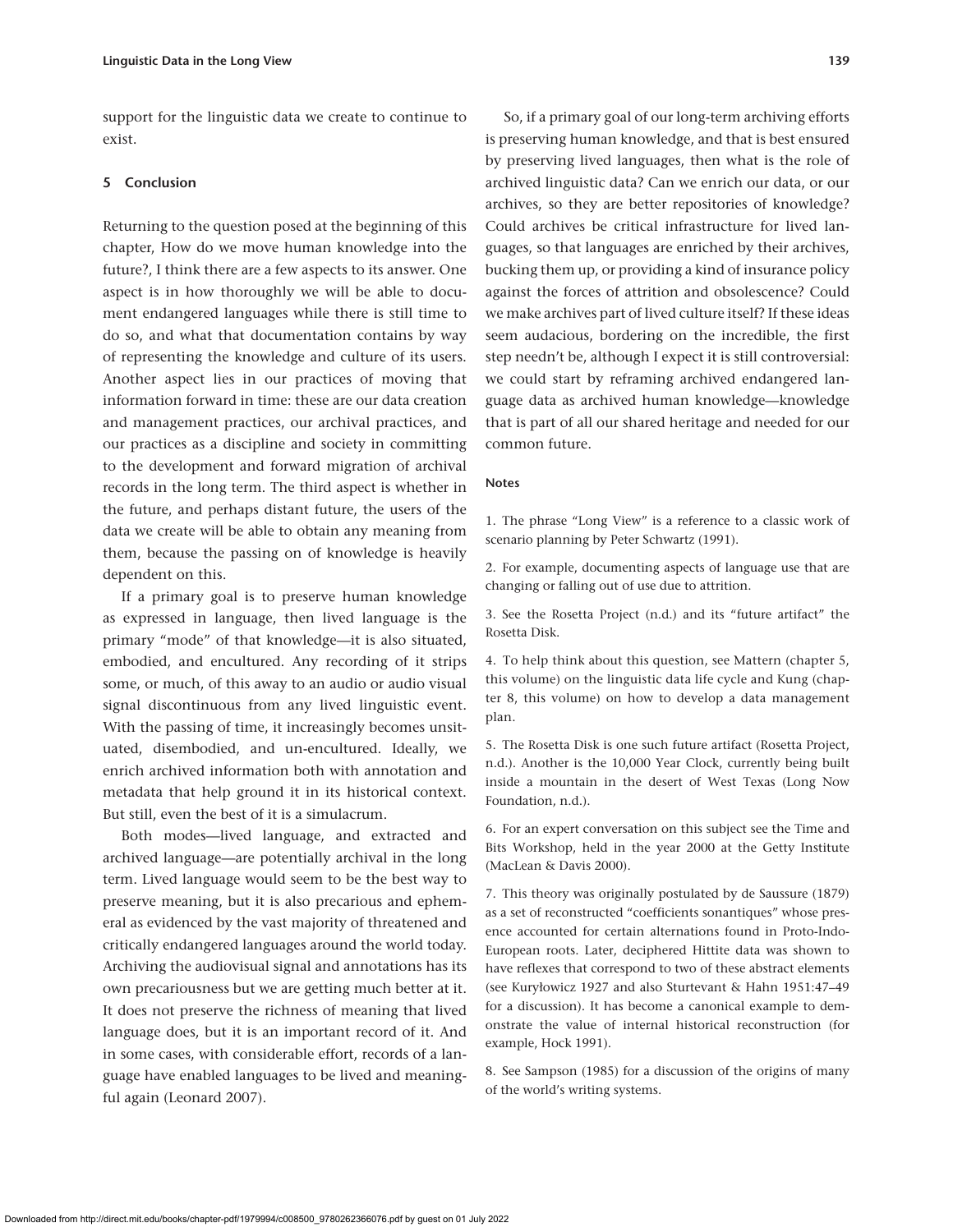support for the linguistic data we create to continue to exist.

## 5 Conclusion

Returning to the question posed at the beginning of this chapter, How do we move human knowledge into the future?, I think there are a few aspects to its answer. One aspect is in how thoroughly we will be able to document endangered languages while there is still time to do so, and what that documentation contains by way of representing the knowledge and culture of its users. Another aspect lies in our practices of moving that information forward in time: these are our data creation and management practices, our archival practices, and our practices as a discipline and society in committing to the development and forward migration of archival records in the long term. The third aspect is whether in the future, and perhaps distant future, the users of the data we create will be able to obtain any meaning from them, because the passing on of knowledge is heavily dependent on this.

If a primary goal is to preserve human knowledge as expressed in language, then lived language is the primary "mode" of that knowledge—it is also situated, embodied, and encultured. Any recording of it strips some, or much, of this away to an audio or audio visual signal discontinuous from any lived linguistic event. With the passing of time, it increasingly becomes unsituated, disembodied, and un-encultured. Ideally, we enrich archived information both with annotation and metadata that help ground it in its historical context. But still, even the best of it is a simulacrum.

Both modes—lived language, and extracted and archived language—are potentially archival in the long term. Lived language would seem to be the best way to preserve meaning, but it is also precarious and ephemeral as evidenced by the vast majority of threatened and critically endangered languages around the world today. Archiving the audiovisual signal and annotations has its own precariousness but we are getting much better at it. It does not preserve the richness of meaning that lived language does, but it is an important record of it. And in some cases, with considerable effort, records of a language have enabled languages to be lived and meaningful again (Leonard 2007).

So, if a primary goal of our long-term archiving efforts is preserving human knowledge, and that is best ensured by preserving lived languages, then what is the role of archived linguistic data? Can we enrich our data, or our archives, so they are better repositories of knowledge? Could archives be critical infrastructure for lived languages, so that languages are enriched by their archives, bucking them up, or providing a kind of insurance policy against the forces of attrition and obsolescence? Could we make archives part of lived culture itself? If these ideas seem audacious, bordering on the incredible, the first step needn't be, although I expect it is still controversial: we could start by reframing archived endangered language data as archived human knowledge—knowledge that is part of all our shared heritage and needed for our common future.

### Notes

1. The phrase "Long View" is a reference to a classic work of scenario planning by Peter Schwartz (1991).

2. For example, documenting aspects of language use that are changing or falling out of use due to attrition.

3. See the Rosetta Project (n.d.) and its "future artifact" the Rosetta Disk.

4. To help think about this question, see Mattern (chapter 5, this volume) on the linguistic data life cycle and Kung (chapter 8, this volume) on how to develop a data management plan.

5. The Rosetta Disk is one such future artifact (Rosetta Project, n.d.). Another is the 10,000 Year Clock, currently being built inside a mountain in the desert of West Texas (Long Now Foundation, n.d.).

6. For an expert conversation on this subject see the Time and Bits Workshop, held in the year 2000 at the Getty Institute (MacLean & Davis 2000).

7. This theory was originally postulated by de Saussure (1879) as a set of reconstructed "coefficients sonantiques" whose presence accounted for certain alternations found in Proto-Indo-European roots. Later, deciphered Hittite data was shown to have reflexes that correspond to two of these abstract elements (see Kuryłowicz 1927 and also Sturtevant & Hahn 1951:47–49 for a discussion). It has become a canonical example to demonstrate the value of internal historical reconstruction (for example, Hock 1991).

8. See Sampson (1985) for a discussion of the origins of many of the world's writing systems.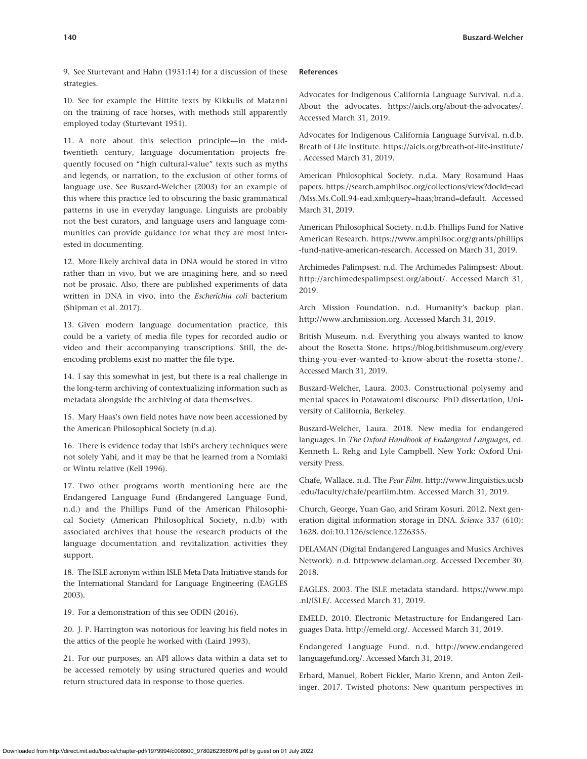9. See Sturtevant and Hahn (1951:14) for a discussion of these strategies.

10. See for example the Hittite texts by Kikkulis of Matanni on the training of race horses, with methods still apparently employed today (Sturtevant 1951).

11. A note about this selection principle—in the mid-twentieth century, language documentation projects frequently focused on "high cultural-value" texts such as myths and legends, or narration, to the exclusion of other forms of language use. See Buszard-Welcher (2003) for an example of this where this practice led to obscuring the basic grammatical patterns in use in everyday language. Linguists are probably not the best curators, and language users and language communities can provide guidance for what they are most interested in documenting.

12. More likely archival data in DNA would be stored in vitro rather than in vivo, but we are imagining here, and so need not be prosaic. Also, there are published experiments of data written in DNA in vivo, into the *Escherichia coli* bacterium (Shipman et al. 2017).

13. Given modern language documentation practice, this could be a variety of media file types for recorded audio or video and their accompanying transcriptions. Still, the de-encoding problems exist no matter the file type.

14. I say this somewhat in jest, but there is a real challenge in the long-term archiving of contextualizing information such as metadata alongside the archiving of data themselves.

15. Mary Haas's own field notes have now been accessioned by the American Philosophical Society (n.d.a).

16. There is evidence today that Ishi's archery techniques were not solely Yahi, and it may be that he learned from a Nomlaki or Wintu relative (Kell 1996).

17. Two other programs worth mentioning here are the Endangered Language Fund (Endangered Language Fund, n.d.) and the Phillips Fund of the American Philosophical Society (American Philosophical Society, n.d.b) with associated archives that house the research products of the language documentation and revitalization activities they support.

18. The ISLE acronym within ISLE Meta Data Initiative stands for the International Standard for Language Engineering (EAGLES 2003).

19. For a demonstration of this see ODIN (2016).

20. J. P. Harrington was notorious for leaving his field notes in the attics of the people he worked with (Laird 1993).

21. For our purposes, an API allows data within a data set to be accessed remotely by using structured queries and would return structured data in response to those queries.

**References**

Advocates for Indigenous California Language Survival. n.d.a. About the advocates. https://aicls.org/about-the-advocates/. Accessed March 31, 2019.

Advocates for Indigenous California Language Survival. n.d.b. Breath of Life Institute. https://aicls.org/breath-of-life-institute/. Accessed March 31, 2019.

American Philosophical Society. n.d.a. Mary Rosamund Haas papers. https://search.amphilsoc.org/collections/view?docId=ead/Mss.Ms.Coll.94-ead.xml;query=haas;brand=default. Accessed March 31, 2019.

American Philosophical Society. n.d.b. Phillips Fund for Native American Research. https://www.amphilsoc.org/grants/phillips-fund-native-american-research. Accessed on March 31, 2019.

Archimedes Palimpsest. n.d. The Archimedes Palimpsest: About. http://archimedespalimpsest.org/about/. Accessed March 31, 2019.

Arch Mission Foundation. n.d. Humanity's backup plan. http://www.archmission.org. Accessed March 31, 2019.

British Museum. n.d. Everything you always wanted to know about the Rosetta Stone. https://blog.britishmuseum.org/everything-you-ever-wanted-to-know-about-the-rosetta-stone/. Accessed March 31, 2019.

Buszard-Welcher, Laura. 2003. Constructional polysemy and mental spaces in Potawatomi discourse. PhD dissertation, University of California, Berkeley.

Buszard-Welcher, Laura. 2018. New media for endangered languages. In *The Oxford Handbook of Endangered Languages*, ed. Kenneth L. Rehg and Lyle Campbell. New York: Oxford University Press.

Chafe, Wallace. n.d. The *Pear Film*. http://www.linguistics.ucsb.edu/faculty/chafe/pearfilm.htm. Accessed March 31, 2019.

Church, George, Yuan Gao, and Sriram Kosuri. 2012. Next generation digital information storage in DNA. *Science* 337 (610): 1628. doi:10.1126/science.1226355.

DELAMAN (Digital Endangered Languages and Musics Archives Network). n.d. http:www.delaman.org. Accessed December 30, 2018.

EAGLES. 2003. The ISLE metadata standard. https://www.mpi.nl/ISLE/. Accessed March 31, 2019.

EMELD. 2010. Electronic Metastructure for Endangered Languages Data. http://emeld.org/. Accessed March 31, 2019.

Endangered Language Fund. n.d. http://www.endangeredlanguagefund.org/. Accessed March 31, 2019.

Erhard, Manuel, Robert Fickler, Mario Krenn, and Anton Zeilinger. 2017. Twisted photons: New quantum perspectives in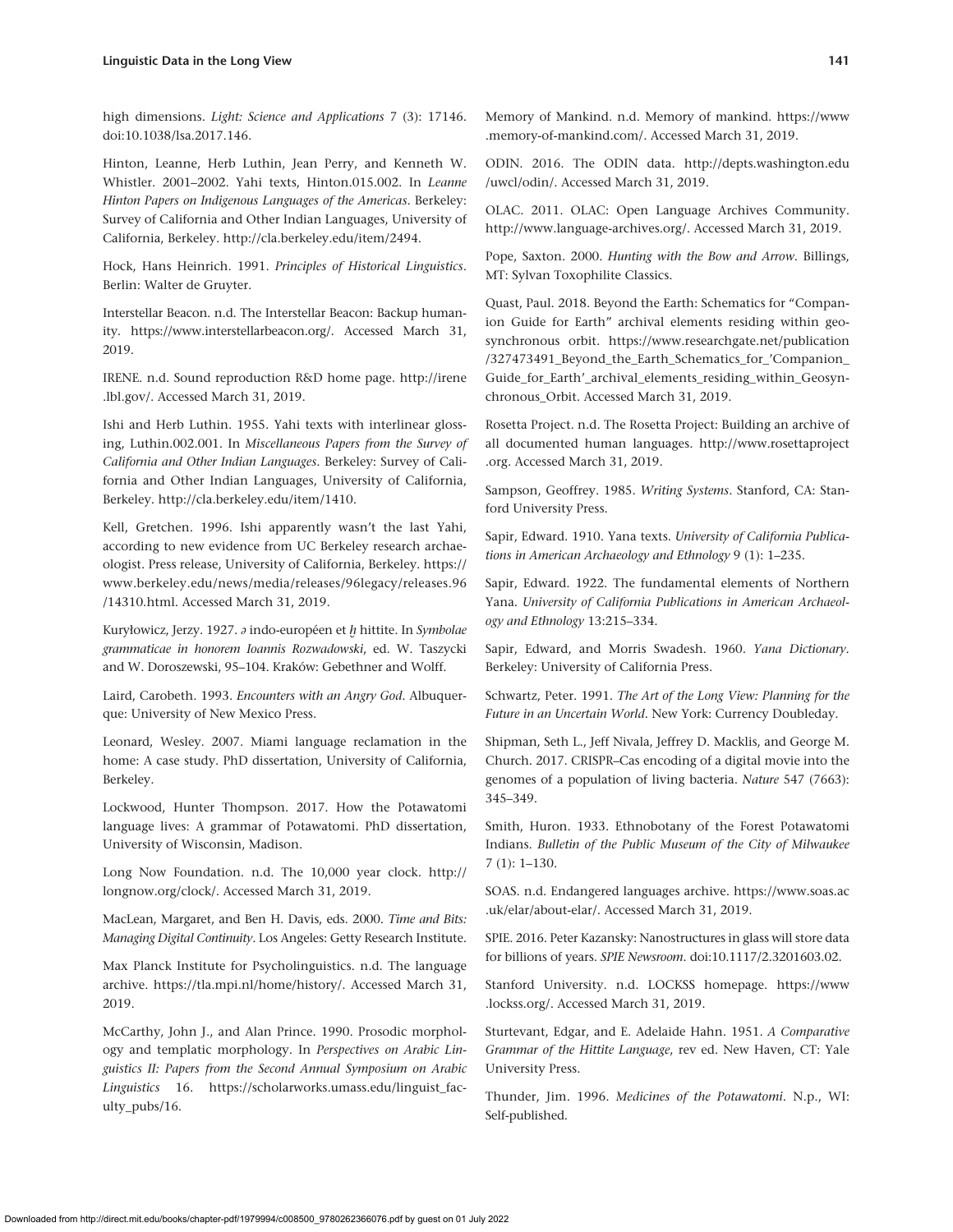high dimensions. *Light: Science and Applications* 7 (3): 17146. doi:10.1038/lsa.2017.146.

Hinton, Leanne, Herb Luthin, Jean Perry, and Kenneth W. Whistler. 2001–2002. Yahi texts, Hinton.015.002. In *Leanne Hinton Papers on Indigenous Languages of the Americas*. Berkeley: Survey of California and Other Indian Languages, University of California, Berkeley. http://cla.berkeley.edu/item/2494.

Hock, Hans Heinrich. 1991. *Principles of Historical Linguistics*. Berlin: Walter de Gruyter.

Interstellar Beacon. n.d. The Interstellar Beacon: Backup humanity. https://www.interstellarbeacon.org/. Accessed March 31, 2019.

IRENE. n.d. Sound reproduction R&D home page. http://irene.lbl.gov/. Accessed March 31, 2019.

Ishi and Herb Luthin. 1955. Yahi texts with interlinear glossing, Luthin.002.001. In *Miscellaneous Papers from the Survey of California and Other Indian Languages*. Berkeley: Survey of California and Other Indian Languages, University of California, Berkeley. http://cla.berkeley.edu/item/1410.

Kell, Gretchen. 1996. Ishi apparently wasn't the last Yahi, according to new evidence from UC Berkeley research archaeologist. Press release, University of California, Berkeley. https://www.berkeley.edu/news/media/releases/96legacy/releases.96/14310.html. Accessed March 31, 2019.

Kuryłowicz, Jerzy. 1927. ə indo-européen et ḫ hittite. In *Symbolae grammaticae in honorem Ioannis Rozwadowski*, ed. W. Taszycki and W. Doroszewski, 95–104. Kraków: Gebethner and Wolff.

Laird, Carobeth. 1993. *Encounters with an Angry God*. Albuquerque: University of New Mexico Press.

Leonard, Wesley. 2007. Miami language reclamation in the home: A case study. PhD dissertation, University of California, Berkeley.

Lockwood, Hunter Thompson. 2017. How the Potawatomi language lives: A grammar of Potawatomi. PhD dissertation, University of Wisconsin, Madison.

Long Now Foundation. n.d. The 10,000 year clock. http://longnow.org/clock/. Accessed March 31, 2019.

MacLean, Margaret, and Ben H. Davis, eds. 2000. *Time and Bits: Managing Digital Continuity*. Los Angeles: Getty Research Institute.

Max Planck Institute for Psycholinguistics. n.d. The language archive. https://tla.mpi.nl/home/history/. Accessed March 31, 2019.

McCarthy, John J., and Alan Prince. 1990. Prosodic morphology and templatic morphology. In *Perspectives on Arabic Linguistics II: Papers from the Second Annual Symposium on Arabic Linguistics* 16. https://scholarworks.umass.edu/linguist_faculty_pubs/16.

Memory of Mankind. n.d. Memory of mankind. https://www.memory-of-mankind.com/. Accessed March 31, 2019.

ODIN. 2016. The ODIN data. http://depts.washington.edu/uwcl/odin/. Accessed March 31, 2019.

OLAC. 2011. OLAC: Open Language Archives Community. http://www.language-archives.org/. Accessed March 31, 2019.

Pope, Saxton. 2000. *Hunting with the Bow and Arrow*. Billings, MT: Sylvan Toxophilite Classics.

Quast, Paul. 2018. Beyond the Earth: Schematics for "Companion Guide for Earth" archival elements residing within geosynchronous orbit. https://www.researchgate.net/publication/327473491_Beyond_the_Earth_Schematics_for_'Companion_Guide_for_Earth'_archival_elements_residing_within_Geosynchronous_Orbit. Accessed March 31, 2019.

Rosetta Project. n.d. The Rosetta Project: Building an archive of all documented human languages. http://www.rosettaproject.org. Accessed March 31, 2019.

Sampson, Geoffrey. 1985. *Writing Systems*. Stanford, CA: Stanford University Press.

Sapir, Edward. 1910. Yana texts. *University of California Publications in American Archaeology and Ethnology* 9 (1): 1–235.

Sapir, Edward. 1922. The fundamental elements of Northern Yana. *University of California Publications in American Archaeology and Ethnology* 13:215–334.

Sapir, Edward, and Morris Swadesh. 1960. *Yana Dictionary*. Berkeley: University of California Press.

Schwartz, Peter. 1991. *The Art of the Long View: Planning for the Future in an Uncertain World*. New York: Currency Doubleday.

Shipman, Seth L., Jeff Nivala, Jeffrey D. Macklis, and George M. Church. 2017. CRISPR–Cas encoding of a digital movie into the genomes of a population of living bacteria. *Nature* 547 (7663): 345–349.

Smith, Huron. 1933. Ethnobotany of the Forest Potawatomi Indians. *Bulletin of the Public Museum of the City of Milwaukee* 7 (1): 1–130.

SOAS. n.d. Endangered languages archive. https://www.soas.ac.uk/elar/about-elar/. Accessed March 31, 2019.

SPIE. 2016. Peter Kazansky: Nanostructures in glass will store data for billions of years. *SPIE Newsroom*. doi:10.1117/2.3201603.02.

Stanford University. n.d. LOCKSS homepage. https://www.lockss.org/. Accessed March 31, 2019.

Sturtevant, Edgar, and E. Adelaide Hahn. 1951. *A Comparative Grammar of the Hittite Language*, rev ed. New Haven, CT: Yale University Press.

Thunder, Jim. 1996. *Medicines of the Potawatomi*. N.p., WI: Self-published.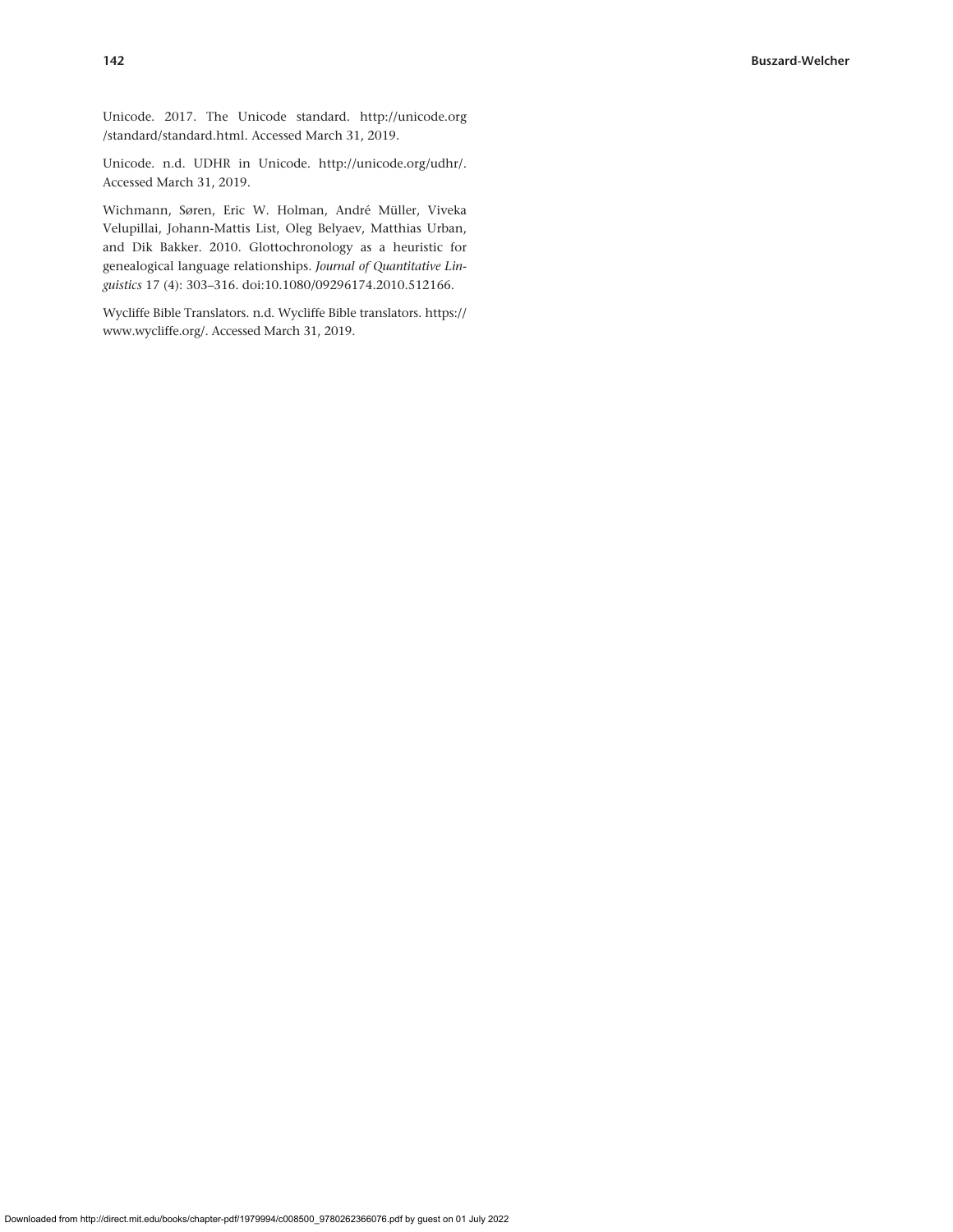Unicode. 2017. The Unicode standard. http://unicode.org/standard/standard.html. Accessed March 31, 2019.

Unicode. n.d. UDHR in Unicode. http://unicode.org/udhr/. Accessed March 31, 2019.

Wichmann, Søren, Eric W. Holman, André Müller, Viveka Velupillai, Johann-Mattis List, Oleg Belyaev, Matthias Urban, and Dik Bakker. 2010. Glottochronology as a heuristic for genealogical language relationships. *Journal of Quantitative Linguistics* 17 (4): 303–316. doi:10.1080/09296174.2010.512166.

Wycliffe Bible Translators. n.d. Wycliffe Bible translators. https://www.wycliffe.org/. Accessed March 31, 2019.